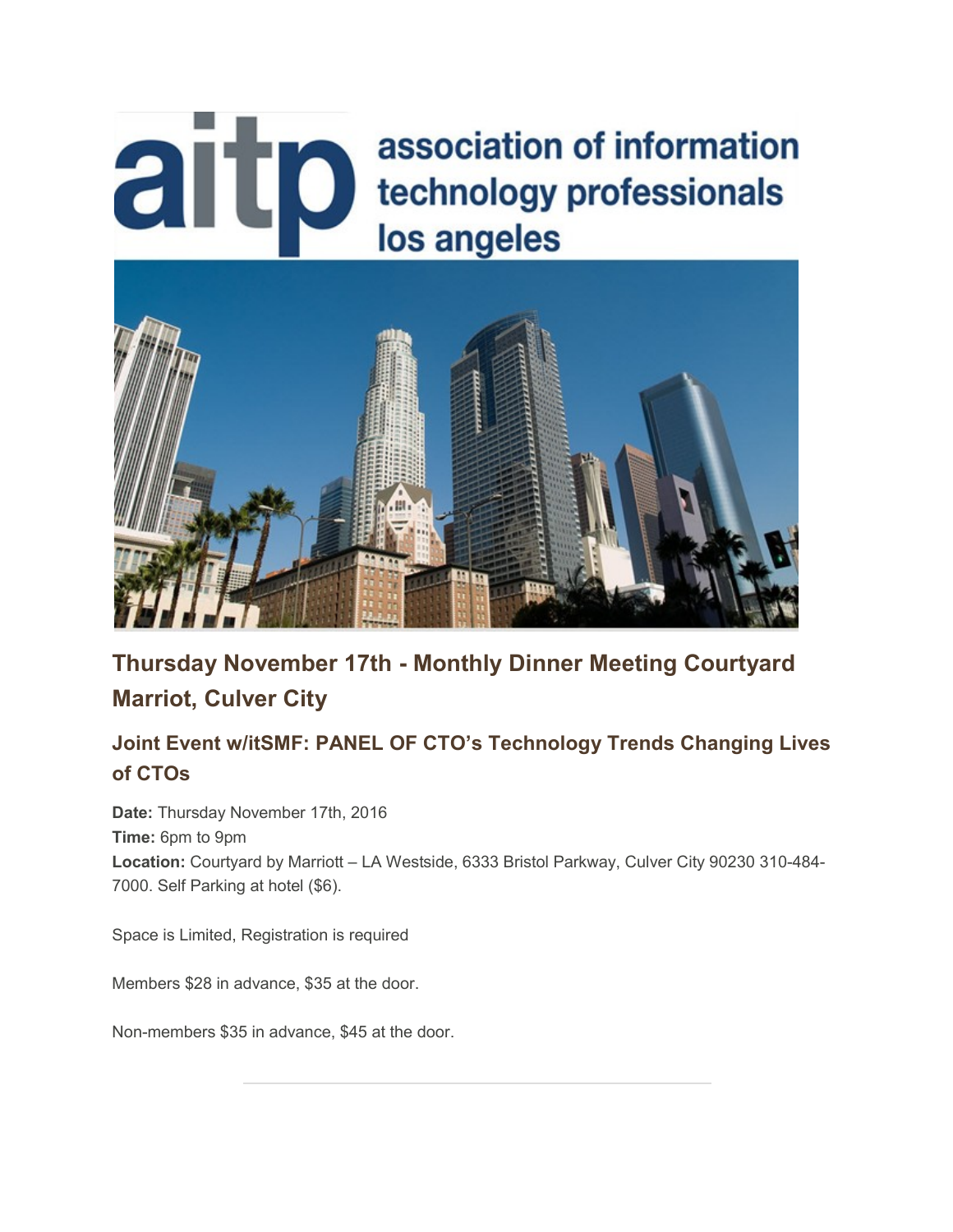# aitp association of information technology professionals los angeles

## Thursday November 17th - Monthly Dinner Meeting Courtyard Marriot, Culver City

### Joint Event w/itSMF: PANEL OF CTO's Technology Trends Changing Lives of CTOs

**Date:** Thursday November 17th, 2016
**Time:** 6pm to 9pm
**Location:** Courtyard by Marriott – LA Westside, 6333 Bristol Parkway, Culver City 90230 310-484-7000. Self Parking at hotel ($6).

Space is Limited, Registration is required

Members $28 in advance, $35 at the door.

Non-members $35 in advance, $45 at the door.

---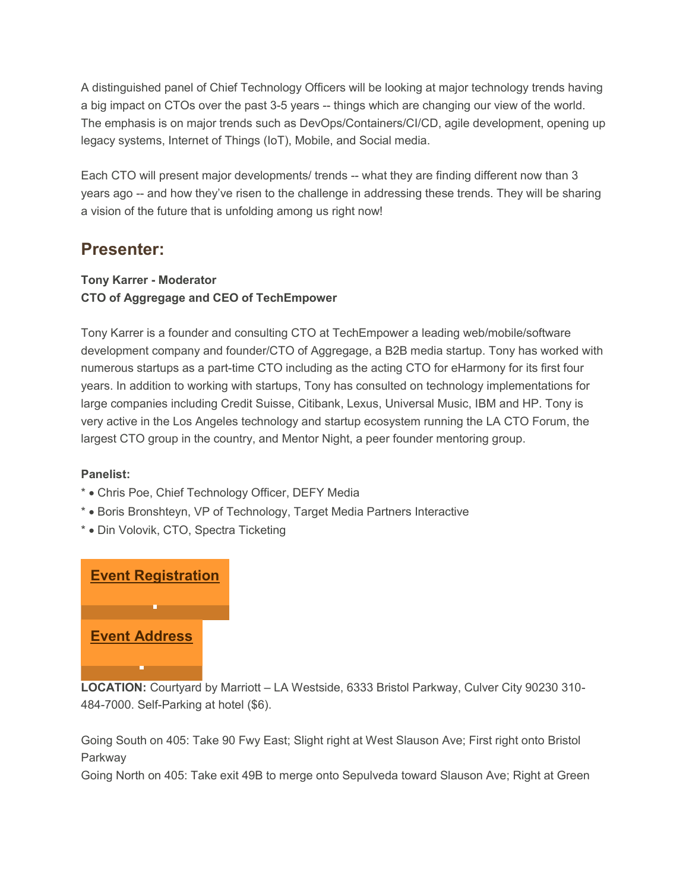A distinguished panel of Chief Technology Officers will be looking at major technology trends having a big impact on CTOs over the past 3-5 years -- things which are changing our view of the world. The emphasis is on major trends such as DevOps/Containers/CI/CD, agile development, opening up legacy systems, Internet of Things (IoT), Mobile, and Social media.

Each CTO will present major developments/ trends -- what they are finding different now than 3 years ago -- and how they've risen to the challenge in addressing these trends. They will be sharing a vision of the future that is unfolding among us right now!

## Presenter:

**Tony Karrer - Moderator**
**CTO of Aggregage and CEO of TechEmpower**

Tony Karrer is a founder and consulting CTO at TechEmpower a leading web/mobile/software development company and founder/CTO of Aggregage, a B2B media startup. Tony has worked with numerous startups as a part-time CTO including as the acting CTO for eHarmony for its first four years. In addition to working with startups, Tony has consulted on technology implementations for large companies including Credit Suisse, Citibank, Lexus, Universal Music, IBM and HP. Tony is very active in the Los Angeles technology and startup ecosystem running the LA CTO Forum, the largest CTO group in the country, and Mentor Night, a peer founder mentoring group.

**Panelist:**

* • Chris Poe, Chief Technology Officer, DEFY Media
* • Boris Bronshteyn, VP of Technology, Target Media Partners Interactive
* • Din Volovik, CTO, Spectra Ticketing

**Event Registration**

**Event Address**

**LOCATION:** Courtyard by Marriott – LA Westside, 6333 Bristol Parkway, Culver City 90230 310-484-7000. Self-Parking at hotel ($6).

Going South on 405: Take 90 Fwy East; Slight right at West Slauson Ave; First right onto Bristol Parkway
Going North on 405: Take exit 49B to merge onto Sepulveda toward Slauson Ave; Right at Green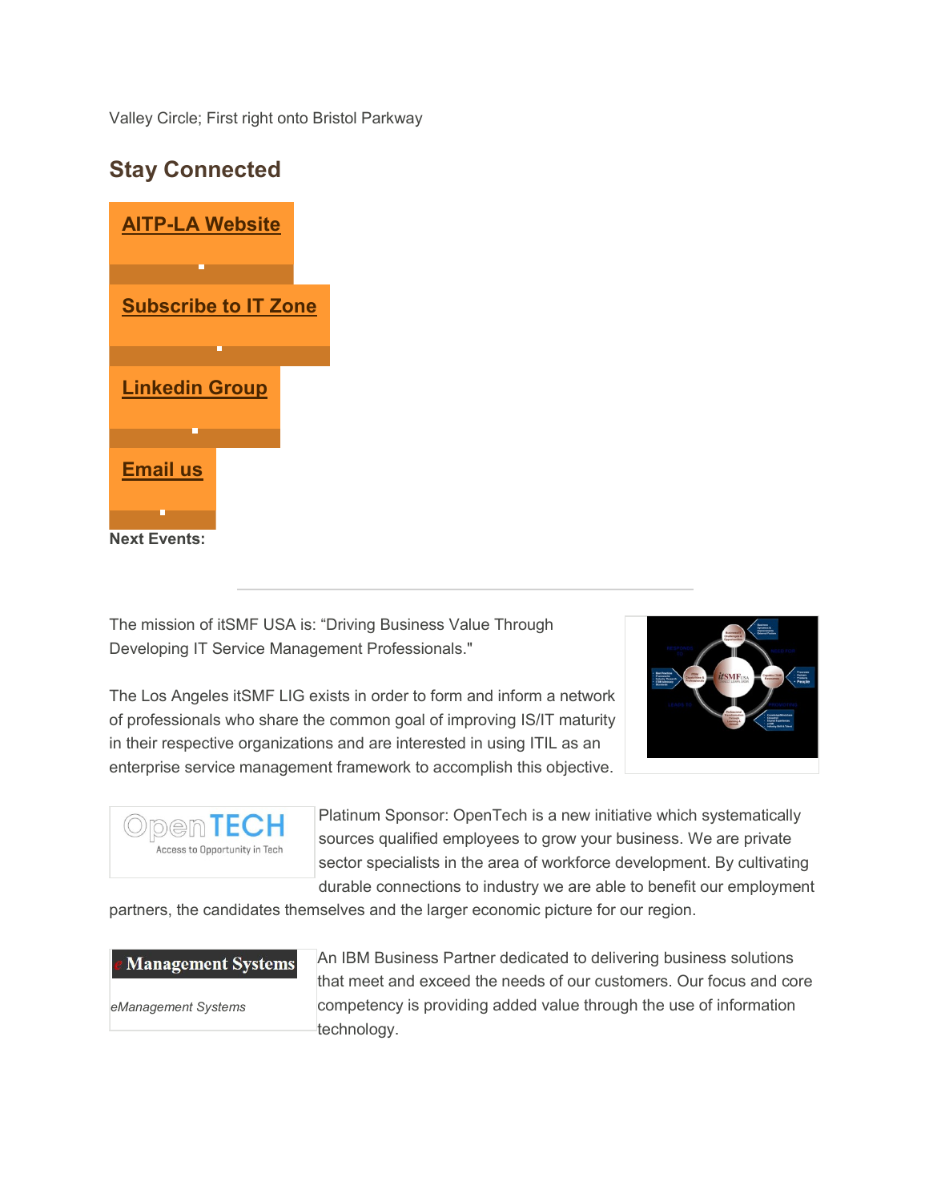Valley Circle; First right onto Bristol Parkway

## Stay Connected

**AITP-LA Website**

**Subscribe to IT Zone**

**Linkedin Group**

**Email us**

**Next Events:**

---

The mission of itSMF USA is: “Driving Business Value Through Developing IT Service Management Professionals."

The Los Angeles itSMF LIG exists in order to form and inform a network of professionals who share the common goal of improving IS/IT maturity in their respective organizations and are interested in using ITIL as an enterprise service management framework to accomplish this objective.

Platinum Sponsor: OpenTech is a new initiative which systematically sources qualified employees to grow your business. We are private sector specialists in the area of workforce development. By cultivating durable connections to industry we are able to benefit our employment partners, the candidates themselves and the larger economic picture for our region.

*eManagement Systems*

An IBM Business Partner dedicated to delivering business solutions that meet and exceed the needs of our customers. Our focus and core competency is providing added value through the use of information technology.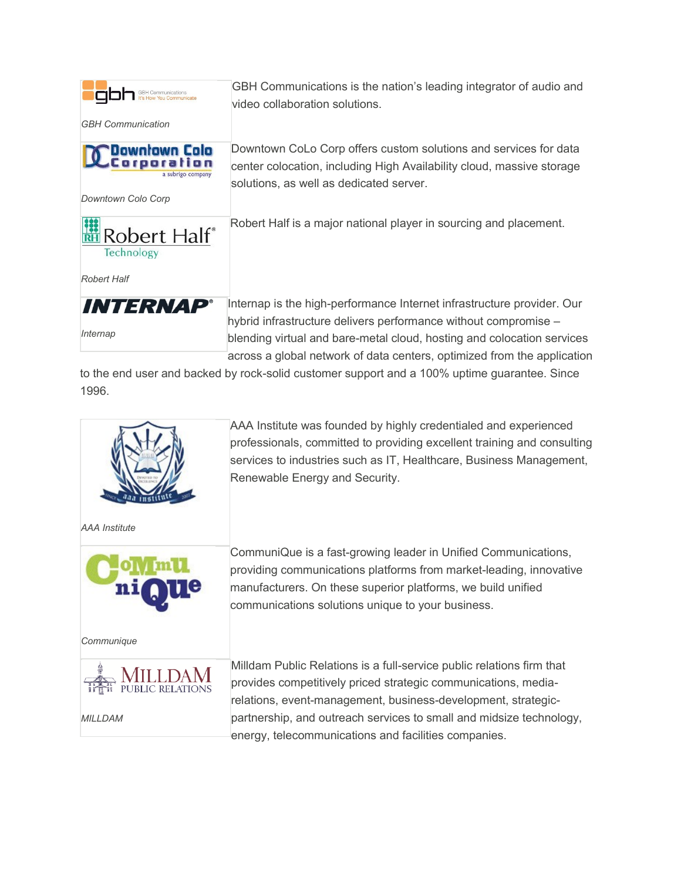*GBH Communication*

GBH Communications is the nation's leading integrator of audio and video collaboration solutions.

*Downtown Colo Corp*

Downtown CoLo Corp offers custom solutions and services for data center colocation, including High Availability cloud, massive storage solutions, as well as dedicated server.

*Robert Half*

Robert Half is a major national player in sourcing and placement.

*Internap*

Internap is the high-performance Internet infrastructure provider. Our hybrid infrastructure delivers performance without compromise – blending virtual and bare-metal cloud, hosting and colocation services across a global network of data centers, optimized from the application to the end user and backed by rock-solid customer support and a 100% uptime guarantee. Since 1996.

*AAA Institute*

AAA Institute was founded by highly credentialed and experienced professionals, committed to providing excellent training and consulting services to industries such as IT, Healthcare, Business Management, Renewable Energy and Security.

*Communique*

CommuniQue is a fast-growing leader in Unified Communications, providing communications platforms from market-leading, innovative manufacturers. On these superior platforms, we build unified communications solutions unique to your business.

*MILLDAM*

Milldam Public Relations is a full-service public relations firm that provides competitively priced strategic communications, media-relations, event-management, business-development, strategic-partnership, and outreach services to small and midsize technology, energy, telecommunications and facilities companies.